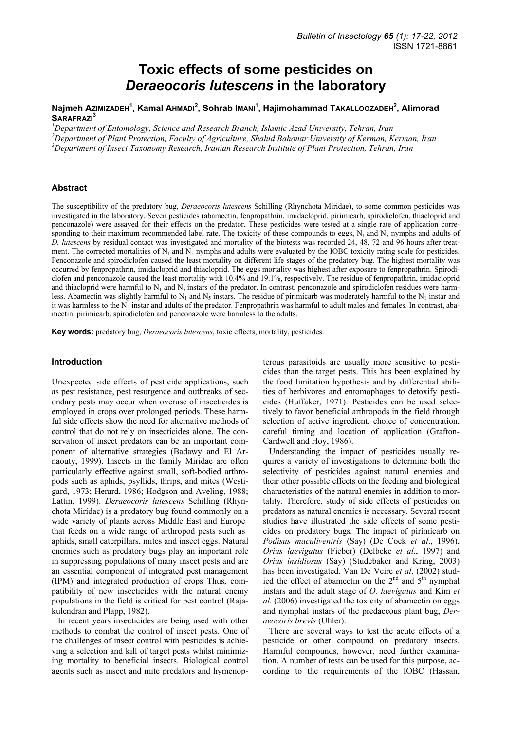# Toxic effects of some pesticides on *Deraeocoris lutescens* in the laboratory

**Najmeh Azimizadeh[1], Kamal Ahmadi[2], Sohrab Imani[1], Hajimohammad Takalloozadeh[2], Alimorad Sarafrazi[3]**

[1]*Department of Entomology, Science and Research Branch, Islamic Azad University, Tehran, Iran*
[2]*Department of Plant Protection, Faculty of Agriculture, Shahid Bahonar University of Kerman, Kerman, Iran*
[3]*Department of Insect Taxonomy Research, Iranian Research Institute of Plant Protection, Tehran, Iran*

## Abstract

The susceptibility of the predatory bug, *Deraeocoris lutescens* Schilling (Rhynchota Miridae), to some common pesticides was investigated in the laboratory. Seven pesticides (abamectin, fenpropathrin, imidacloprid, pirimicarb, spirodiclofen, thiacloprid and penconazole) were assayed for their effects on the predator. These pesticides were tested at a single rate of application corresponding to their maximum recommended label rate. The toxicity of these compounds to eggs, $N_1$ and $N_5$ nymphs and adults of *D. lutescens* by residual contact was investigated and mortality of the biotests was recorded 24, 48, 72 and 96 hours after treatment. The corrected mortalities of $N_1$ and $N_5$ nymphs and adults were evaluated by the IOBC toxicity rating scale for pesticides. Penconazole and spirodiclofen caused the least mortality on different life stages of the predatory bug. The highest mortality was occurred by fenpropathrin, imidacloprid and thiacloprid. The eggs mortality was highest after exposure to fenpropathrin. Spirodiclofen and penconazole caused the least mortality with 10.4% and 19.1%, respectively. The residue of fenpropathrin, imidacloprid and thiacloprid were harmful to $N_1$ and $N_5$ instars of the predator. In contrast, penconazole and spirodiclofen residues were harmless. Abamectin was slightly harmful to $N_1$ and $N_5$ instars. The residue of pirimicarb was moderately harmful to the $N_1$ instar and it was harmless to the $N_5$ instar and adults of the predator. Fenpropathrin was harmful to adult males and females. In contrast, abamectin, pirimicarb, spirodiclofen and penconazole were harmless to the adults.

**Key words:** predatory bug, *Deraeocoris lutescens*, toxic effects, mortality, pesticides.

## Introduction

Unexpected side effects of pesticide applications, such as pest resistance, pest resurgence and outbreaks of secondary pests may occur when overuse of insecticides is employed in crops over prolonged periods. These harmful side effects show the need for alternative methods of control that do not rely on insecticides alone. The conservation of insect predators can be an important component of alternative strategies (Badawy and El Arnaouty, 1999). Insects in the family Miridae are often particularly effective against small, soft-bodied arthropods such as aphids, psyllids, thrips, and mites (Westigard, 1973; Herard, 1986; Hodgson and Aveling, 1988; Lattin, 1999). *Deraeocoris lutescens* Schilling (Rhynchota Miridae) is a predatory bug found commonly on a wide variety of plants across Middle East and Europe that feeds on a wide range of arthropod pests such as aphids, small caterpillars, mites and insect eggs. Natural enemies such as predatory bugs play an important role in suppressing populations of many insect pests and are an essential component of integrated pest management (IPM) and integrated production of crops Thus, compatibility of new insecticides with the natural enemy populations in the field is critical for pest control (Rajakulendran and Plapp, 1982).

In recent years insecticides are being used with other methods to combat the control of insect pests. One of the challenges of insect control with pesticides is achieving a selection and kill of target pests whilst minimizing mortality to beneficial insects. Biological control agents such as insect and mite predators and hymenopterous parasitoids are usually more sensitive to pesticides than the target pests. This has been explained by the food limitation hypothesis and by differential abilities of herbivores and entomophages to detoxify pesticides (Huffaker, 1971). Pesticides can be used selectively to favor beneficial arthropods in the field through selection of active ingredient, choice of concentration, careful timing and location of application (Grafton-Cardwell and Hoy, 1986).

Understanding the impact of pesticides usually requires a variety of investigations to determine both the selectivity of pesticides against natural enemies and their other possible effects on the feeding and biological characteristics of the natural enemies in addition to mortality. Therefore, study of side effects of pesticides on predators as natural enemies is necessary. Several recent studies have illustrated the side effects of some pesticides on predatory bugs. The impact of pirimicarb on *Podisus maculiventris* (Say) (De Cock *et al*., 1996), *Orius laevigatus* (Fieber) (Delbeke *et al*., 1997) and *Orius insidiosus* (Say) (Studebaker and Kring, 2003) has been investigated. Van De Veire *et al*. (2002) studied the effect of abamectin on the $2^{nd}$ and $5^{th}$ nymphal instars and the adult stage of *O. laevigatus* and Kim *et al*. (2006) investigated the toxicity of abamectin on eggs and nymphal instars of the predaceous plant bug, *Deraeocoris brevis* (Uhler).

There are several ways to test the acute effects of a pesticide or other compound on predatory insects. Harmful compounds, however, need further examination. A number of tests can be used for this purpose, according to the requirements of the IOBC (Hassan,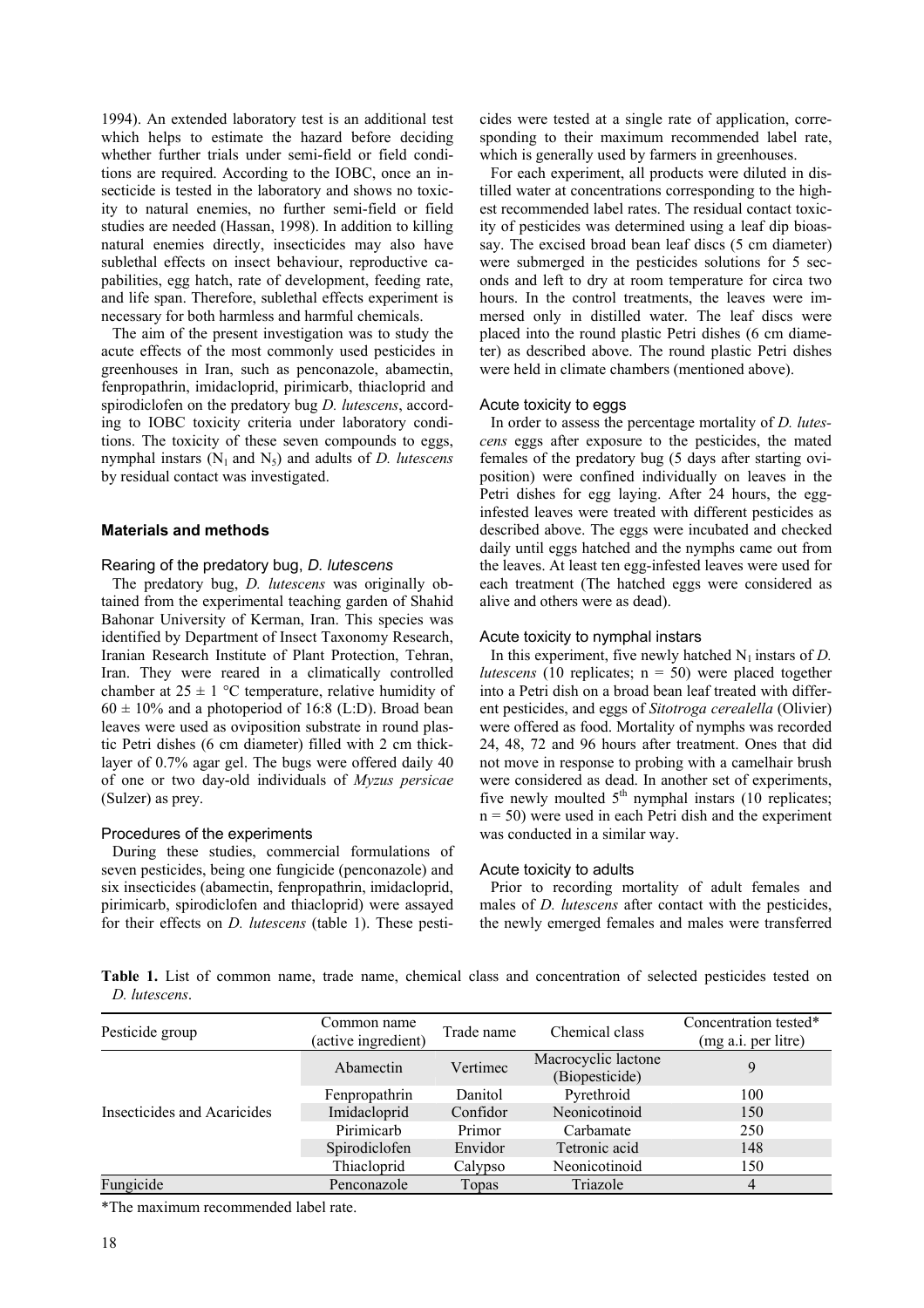1994). An extended laboratory test is an additional test which helps to estimate the hazard before deciding whether further trials under semi-field or field conditions are required. According to the IOBC, once an insecticide is tested in the laboratory and shows no toxicity to natural enemies, no further semi-field or field studies are needed (Hassan, 1998). In addition to killing natural enemies directly, insecticides may also have sublethal effects on insect behaviour, reproductive capabilities, egg hatch, rate of development, feeding rate, and life span. Therefore, sublethal effects experiment is necessary for both harmless and harmful chemicals.

The aim of the present investigation was to study the acute effects of the most commonly used pesticides in greenhouses in Iran, such as penconazole, abamectin, fenpropathrin, imidacloprid, pirimicarb, thiacloprid and spirodiclofen on the predatory bug *D. lutescens*, according to IOBC toxicity criteria under laboratory conditions. The toxicity of these seven compounds to eggs, nymphal instars ($N_1$ and $N_5$) and adults of *D. lutescens* by residual contact was investigated.

## Materials and methods

### Rearing of the predatory bug, *D. lutescens*

The predatory bug, *D. lutescens* was originally obtained from the experimental teaching garden of Shahid Bahonar University of Kerman, Iran. This species was identified by Department of Insect Taxonomy Research, Iranian Research Institute of Plant Protection, Tehran, Iran. They were reared in a climatically controlled chamber at 25 ± 1 °C temperature, relative humidity of 60 ± 10% and a photoperiod of 16:8 (L:D). Broad bean leaves were used as oviposition substrate in round plastic Petri dishes (6 cm diameter) filled with 2 cm thick-layer of 0.7% agar gel. The bugs were offered daily 40 of one or two day-old individuals of *Myzus persicae* (Sulzer) as prey.

### Procedures of the experiments

During these studies, commercial formulations of seven pesticides, being one fungicide (penconazole) and six insecticides (abamectin, fenpropathrin, imidacloprid, pirimicarb, spirodiclofen and thiacloprid) were assayed for their effects on *D. lutescens* (table 1). These pesticides were tested at a single rate of application, corresponding to their maximum recommended label rate, which is generally used by farmers in greenhouses.

For each experiment, all products were diluted in distilled water at concentrations corresponding to the highest recommended label rates. The residual contact toxicity of pesticides was determined using a leaf dip bioassay. The excised broad bean leaf discs (5 cm diameter) were submerged in the pesticides solutions for 5 seconds and left to dry at room temperature for circa two hours. In the control treatments, the leaves were immersed only in distilled water. The leaf discs were placed into the round plastic Petri dishes (6 cm diameter) as described above. The round plastic Petri dishes were held in climate chambers (mentioned above).

### Acute toxicity to eggs

In order to assess the percentage mortality of *D. lutescens* eggs after exposure to the pesticides, the mated females of the predatory bug (5 days after starting oviposition) were confined individually on leaves in the Petri dishes for egg laying. After 24 hours, the egg-infested leaves were treated with different pesticides as described above. The eggs were incubated and checked daily until eggs hatched and the nymphs came out from the leaves. At least ten egg-infested leaves were used for each treatment (The hatched eggs were considered as alive and others were as dead).

### Acute toxicity to nymphal instars

In this experiment, five newly hatched $N_1$ instars of *D. lutescens* (10 replicates; n = 50) were placed together into a Petri dish on a broad bean leaf treated with different pesticides, and eggs of *Sitotroga cerealella* (Olivier) were offered as food. Mortality of nymphs was recorded 24, 48, 72 and 96 hours after treatment. Ones that did not move in response to probing with a camelhair brush were considered as dead. In another set of experiments, five newly moulted 5th nymphal instars (10 replicates; n = 50) were used in each Petri dish and the experiment was conducted in a similar way.

### Acute toxicity to adults

Prior to recording mortality of adult females and males of *D. lutescens* after contact with the pesticides, the newly emerged females and males were transferred

**Table 1.** List of common name, trade name, chemical class and concentration of selected pesticides tested on *D. lutescens*.

| Pesticide group | Common name (active ingredient) | Trade name | Chemical class | Concentration tested* (mg a.i. per litre) |
|---|---|---|---|---|
| Insecticides and Acaricides | Abamectin | Vertimec | Macrocyclic lactone (Biopesticide) | 9 |
| | Fenpropathrin | Danitol | Pyrethroid | 100 |
| | Imidacloprid | Confidor | Neonicotinoid | 150 |
| | Pirimicarb | Primor | Carbamate | 250 |
| | Spirodiclofen | Envidor | Tetronic acid | 148 |
| | Thiacloprid | Calypso | Neonicotinoid | 150 |
| Fungicide | Penconazole | Topas | Triazole | 4 |

*The maximum recommended label rate.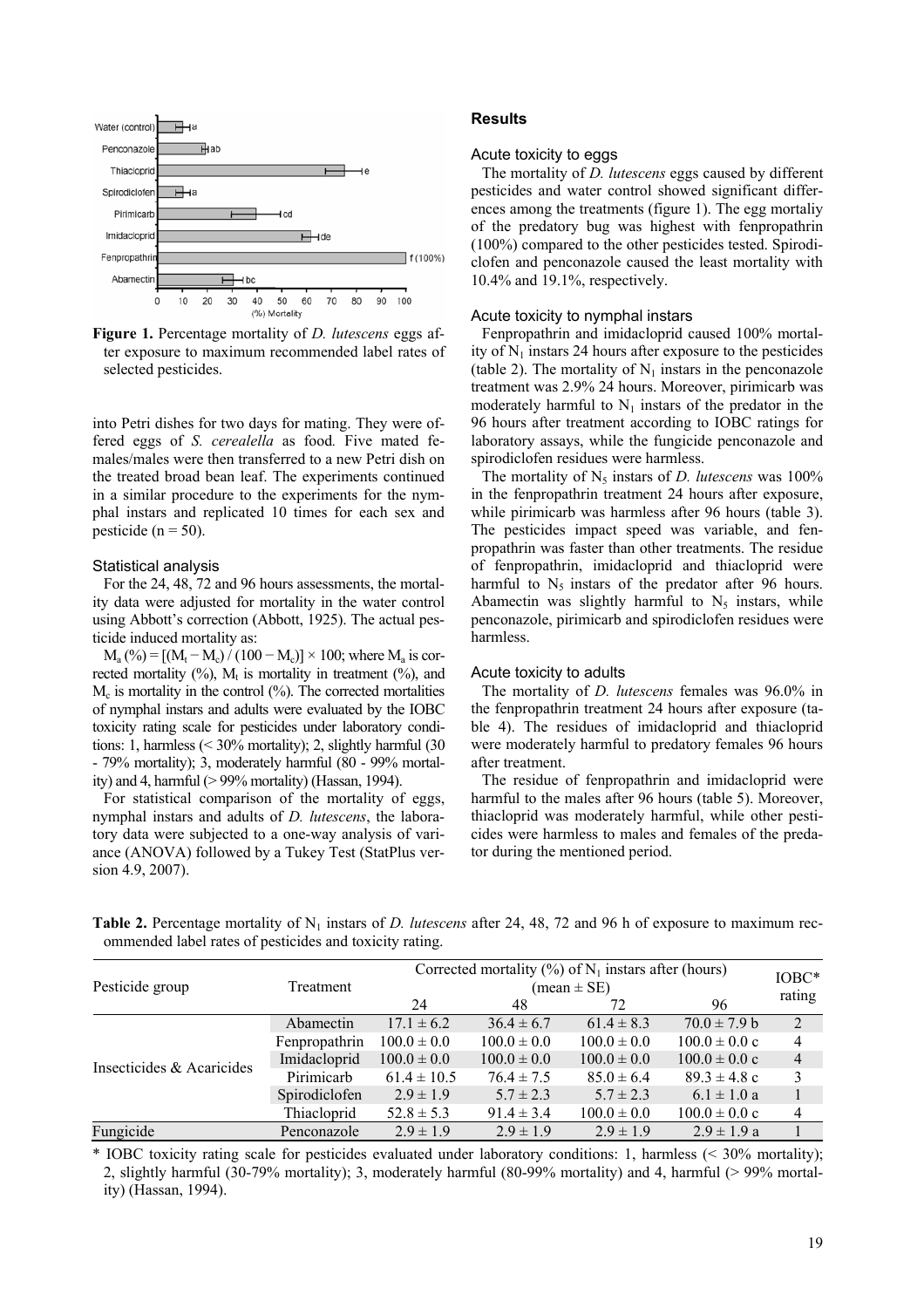**Figure 1.** Percentage mortality of *D. lutescens* eggs after exposure to maximum recommended label rates of selected pesticides.

into Petri dishes for two days for mating. They were offered eggs of *S. cerealella* as food. Five mated females/males were then transferred to a new Petri dish on the treated broad bean leaf. The experiments continued in a similar procedure to the experiments for the nymphal instars and replicated 10 times for each sex and pesticide (n = 50).

### Statistical analysis

For the 24, 48, 72 and 96 hours assessments, the mortality data were adjusted for mortality in the water control using Abbott's correction (Abbott, 1925). The actual pesticide induced mortality as:

$M_a (\%) = [(M_t - M_c) / (100 - M_c)] \times 100$; where $M_a$ is corrected mortality (%), $M_t$ is mortality in treatment (%), and $M_c$ is mortality in the control (%). The corrected mortalities of nymphal instars and adults were evaluated by the IOBC toxicity rating scale for pesticides under laboratory conditions: 1, harmless (< 30% mortality); 2, slightly harmful (30 - 79% mortality); 3, moderately harmful (80 - 99% mortality) and 4, harmful (> 99% mortality) (Hassan, 1994).

For statistical comparison of the mortality of eggs, nymphal instars and adults of *D. lutescens*, the laboratory data were subjected to a one-way analysis of variance (ANOVA) followed by a Tukey Test (StatPlus version 4.9, 2007).

## Results

### Acute toxicity to eggs

The mortality of *D. lutescens* eggs caused by different pesticides and water control showed significant differences among the treatments (figure 1). The egg mortaliy of the predatory bug was highest with fenpropathrin (100%) compared to the other pesticides tested. Spirodiclofen and penconazole caused the least mortality with 10.4% and 19.1%, respectively.

### Acute toxicity to nymphal instars

Fenpropathrin and imidacloprid caused 100% mortality of $N_1$ instars 24 hours after exposure to the pesticides (table 2). The mortality of $N_1$ instars in the penconazole treatment was 2.9% 24 hours. Moreover, pirimicarb was moderately harmful to $N_1$ instars of the predator in the 96 hours after treatment according to IOBC ratings for laboratory assays, while the fungicide penconazole and spirodiclofen residues were harmless.

The mortality of $N_5$ instars of *D. lutescens* was 100% in the fenpropathrin treatment 24 hours after exposure, while pirimicarb was harmless after 96 hours (table 3). The pesticides impact speed was variable, and fenpropathrin was faster than other treatments. The residue of fenpropathrin, imidacloprid and thiacloprid were harmful to $N_5$ instars of the predator after 96 hours. Abamectin was slightly harmful to $N_5$ instars, while penconazole, pirimicarb and spirodiclofen residues were harmless.

### Acute toxicity to adults

The mortality of *D. lutescens* females was 96.0% in the fenpropathrin treatment 24 hours after exposure (table 4). The residues of imidacloprid and thiacloprid were moderately harmful to predatory females 96 hours after treatment.

The residue of fenpropathrin and imidacloprid were harmful to the males after 96 hours (table 5). Moreover, thiacloprid was moderately harmful, while other pesticides were harmless to males and females of the predator during the mentioned period.

**Table 2.** Percentage mortality of $N_1$ instars of *D. lutescens* after 24, 48, 72 and 96 h of exposure to maximum recommended label rates of pesticides and toxicity rating.

| Pesticide group | Treatment | Corrected mortality (%) of $N_1$ instars after (hours) (mean ± SE) | | | | IOBC* rating |
|---|---|---|---|---|---|---|
| | | 24 | 48 | 72 | 96 | |
| Insecticides & Acaricides | Abamectin | 17.1 ± 6.2 | 36.4 ± 6.7 | 61.4 ± 8.3 | 70.0 ± 7.9 b | 2 |
| | Fenpropathrin | 100.0 ± 0.0 | 100.0 ± 0.0 | 100.0 ± 0.0 | 100.0 ± 0.0 c | 4 |
| | Imidacloprid | 100.0 ± 0.0 | 100.0 ± 0.0 | 100.0 ± 0.0 | 100.0 ± 0.0 c | 4 |
| | Pirimicarb | 61.4 ± 10.5 | 76.4 ± 7.5 | 85.0 ± 6.4 | 89.3 ± 4.8 c | 3 |
| | Spirodiclofen | 2.9 ± 1.9 | 5.7 ± 2.3 | 5.7 ± 2.3 | 6.1 ± 1.0 a | 1 |
| | Thiacloprid | 52.8 ± 5.3 | 91.4 ± 3.4 | 100.0 ± 0.0 | 100.0 ± 0.0 c | 4 |
| Fungicide | Penconazole | 2.9 ± 1.9 | 2.9 ± 1.9 | 2.9 ± 1.9 | 2.9 ± 1.9 a | 1 |

\* IOBC toxicity rating scale for pesticides evaluated under laboratory conditions: 1, harmless (< 30% mortality); 2, slightly harmful (30-79% mortality); 3, moderately harmful (80-99% mortality) and 4, harmful (> 99% mortality) (Hassan, 1994).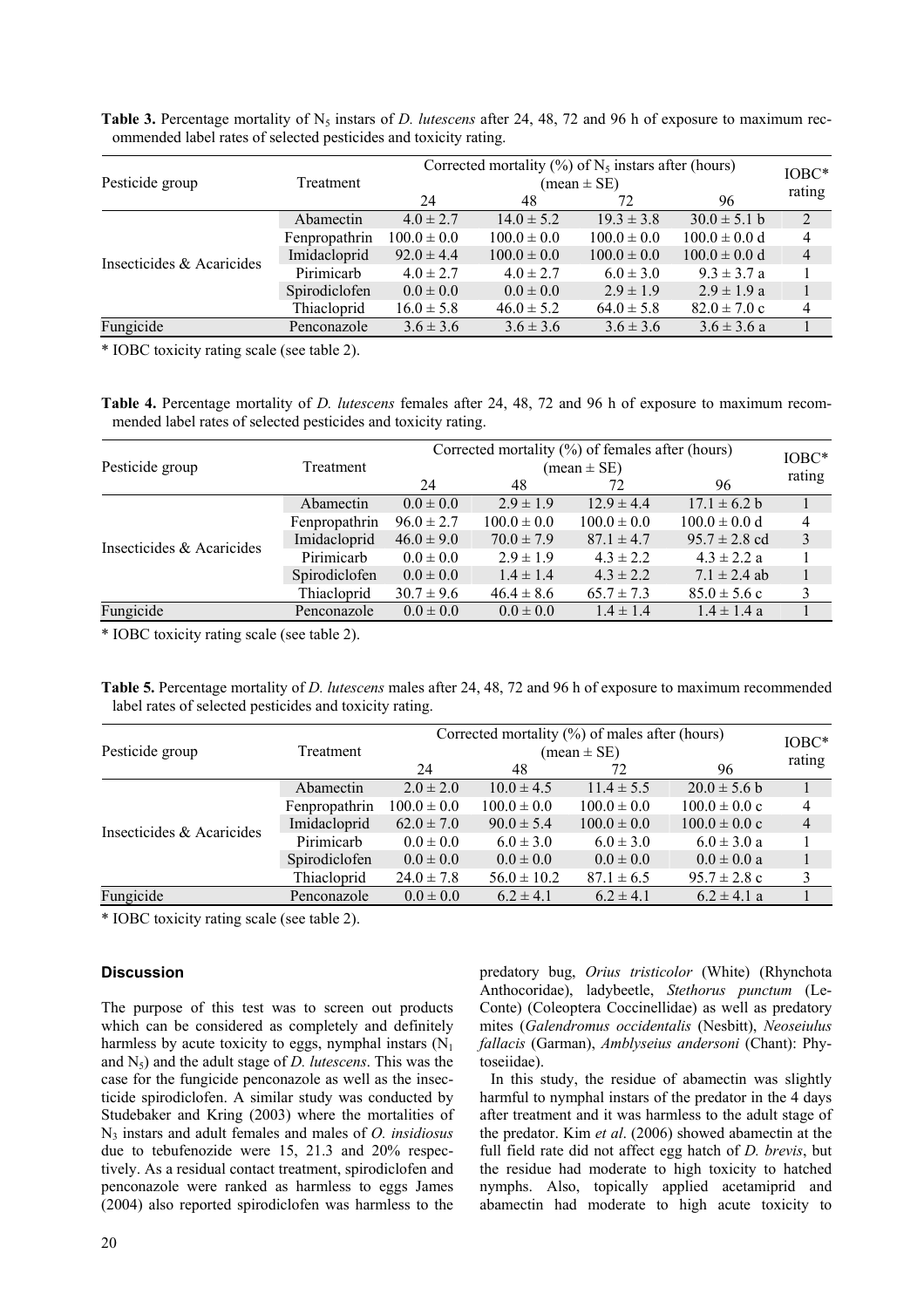**Table 3.** Percentage mortality of $N_5$ instars of *D. lutescens* after 24, 48, 72 and 96 h of exposure to maximum recommended label rates of selected pesticides and toxicity rating.

| Pesticide group | Treatment | Corrected mortality (%) of $N_5$ instars after (hours) (mean ± SE) | | | | IOBC* rating |
|---|---|---|---|---|---|---|
| | | 24 | 48 | 72 | 96 | |
| Insecticides & Acaricides | Abamectin | 4.0 ± 2.7 | 14.0 ± 5.2 | 19.3 ± 3.8 | 30.0 ± 5.1 b | 2 |
| | Fenpropathrin | 100.0 ± 0.0 | 100.0 ± 0.0 | 100.0 ± 0.0 | 100.0 ± 0.0 d | 4 |
| | Imidacloprid | 92.0 ± 4.4 | 100.0 ± 0.0 | 100.0 ± 0.0 | 100.0 ± 0.0 d | 4 |
| | Pirimicarb | 4.0 ± 2.7 | 4.0 ± 2.7 | 6.0 ± 3.0 | 9.3 ± 3.7 a | 1 |
| | Spirodiclofen | 0.0 ± 0.0 | 0.0 ± 0.0 | 2.9 ± 1.9 | 2.9 ± 1.9 a | 1 |
| | Thiacloprid | 16.0 ± 5.8 | 46.0 ± 5.2 | 64.0 ± 5.8 | 82.0 ± 7.0 c | 4 |
| Fungicide | Penconazole | 3.6 ± 3.6 | 3.6 ± 3.6 | 3.6 ± 3.6 | 3.6 ± 3.6 a | 1 |

\* IOBC toxicity rating scale (see table 2).

**Table 4.** Percentage mortality of *D. lutescens* females after 24, 48, 72 and 96 h of exposure to maximum recommended label rates of selected pesticides and toxicity rating.

| Pesticide group | Treatment | Corrected mortality (%) of females after (hours) (mean ± SE) | | | | IOBC* rating |
|---|---|---|---|---|---|---|
| | | 24 | 48 | 72 | 96 | |
| Insecticides & Acaricides | Abamectin | 0.0 ± 0.0 | 2.9 ± 1.9 | 12.9 ± 4.4 | 17.1 ± 6.2 b | 1 |
| | Fenpropathrin | 96.0 ± 2.7 | 100.0 ± 0.0 | 100.0 ± 0.0 | 100.0 ± 0.0 d | 4 |
| | Imidacloprid | 46.0 ± 9.0 | 70.0 ± 7.9 | 87.1 ± 4.7 | 95.7 ± 2.8 cd | 3 |
| | Pirimicarb | 0.0 ± 0.0 | 2.9 ± 1.9 | 4.3 ± 2.2 | 4.3 ± 2.2 a | 1 |
| | Spirodiclofen | 0.0 ± 0.0 | 1.4 ± 1.4 | 4.3 ± 2.2 | 7.1 ± 2.4 ab | 1 |
| | Thiacloprid | 30.7 ± 9.6 | 46.4 ± 8.6 | 65.7 ± 7.3 | 85.0 ± 5.6 c | 3 |
| Fungicide | Penconazole | 0.0 ± 0.0 | 0.0 ± 0.0 | 1.4 ± 1.4 | 1.4 ± 1.4 a | 1 |

\* IOBC toxicity rating scale (see table 2).

**Table 5.** Percentage mortality of *D. lutescens* males after 24, 48, 72 and 96 h of exposure to maximum recommended label rates of selected pesticides and toxicity rating.

| Pesticide group | Treatment | Corrected mortality (%) of males after (hours) (mean ± SE) | | | | IOBC* rating |
|---|---|---|---|---|---|---|
| | | 24 | 48 | 72 | 96 | |
| Insecticides & Acaricides | Abamectin | 2.0 ± 2.0 | 10.0 ± 4.5 | 11.4 ± 5.5 | 20.0 ± 5.6 b | 1 |
| | Fenpropathrin | 100.0 ± 0.0 | 100.0 ± 0.0 | 100.0 ± 0.0 | 100.0 ± 0.0 c | 4 |
| | Imidacloprid | 62.0 ± 7.0 | 90.0 ± 5.4 | 100.0 ± 0.0 | 100.0 ± 0.0 c | 4 |
| | Pirimicarb | 0.0 ± 0.0 | 6.0 ± 3.0 | 6.0 ± 3.0 | 6.0 ± 3.0 a | 1 |
| | Spirodiclofen | 0.0 ± 0.0 | 0.0 ± 0.0 | 0.0 ± 0.0 | 0.0 ± 0.0 a | 1 |
| | Thiacloprid | 24.0 ± 7.8 | 56.0 ± 10.2 | 87.1 ± 6.5 | 95.7 ± 2.8 c | 3 |
| Fungicide | Penconazole | 0.0 ± 0.0 | 6.2 ± 4.1 | 6.2 ± 4.1 | 6.2 ± 4.1 a | 1 |

\* IOBC toxicity rating scale (see table 2).

## Discussion

The purpose of this test was to screen out products which can be considered as completely and definitely harmless by acute toxicity to eggs, nymphal instars ($N_1$ and $N_5$) and the adult stage of *D. lutescens*. This was the case for the fungicide penconazole as well as the insecticide spirodiclofen. A similar study was conducted by Studebaker and Kring (2003) where the mortalities of $N_3$ instars and adult females and males of *O. insidiosus* due to tebufenozide were 15, 21.3 and 20% respectively. As a residual contact treatment, spirodiclofen and penconazole were ranked as harmless to eggs James (2004) also reported spirodiclofen was harmless to the predatory bug, *Orius tristicolor* (White) (Rhynchota Anthocoridae), ladybeetle, *Stethorus punctum* (LeConte) (Coleoptera Coccinellidae) as well as predatory mites (*Galendromus occidentalis* (Nesbitt), *Neoseiulus fallacis* (Garman), *Amblyseius andersoni* (Chant): Phytoseiidae).

In this study, the residue of abamectin was slightly harmful to nymphal instars of the predator in the 4 days after treatment and it was harmless to the adult stage of the predator. Kim *et al*. (2006) showed abamectin at the full field rate did not affect egg hatch of *D. brevis*, but the residue had moderate to high toxicity to hatched nymphs. Also, topically applied acetamiprid and abamectin had moderate to high acute toxicity to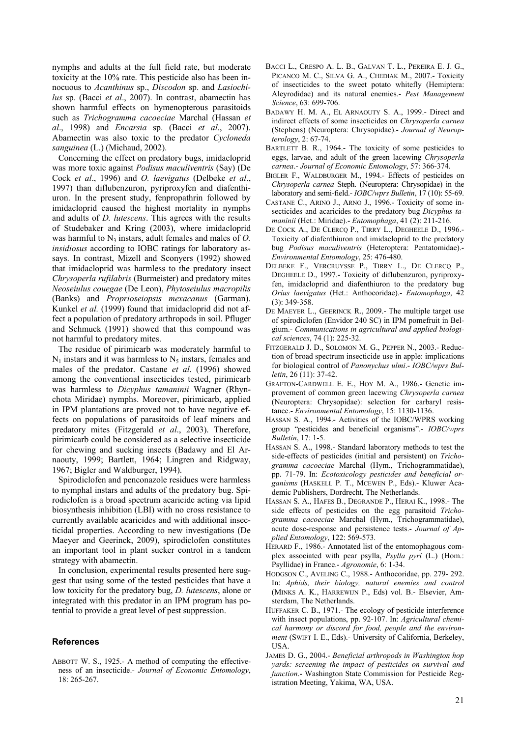nymphs and adults at the full field rate, but moderate toxicity at the 10% rate. This pesticide also has been innocuous to *Acanthinus* sp., *Discodon* sp. and *Lasiochilus* sp. (Bacci *et al*., 2007). In contrast, abamectin has shown harmful effects on hymenopterous parasitoids such as *Trichogramma cacoeciae* Marchal (Hassan *et al*., 1998) and *Encarsia* sp. (Bacci *et al*., 2007). Abamectin was also toxic to the predator *Cycloneda sanguinea* (L.) (Michaud, 2002).

Concerning the effect on predatory bugs, imidacloprid was more toxic against *Podisus maculiventris* (Say) (De Cock *et al*., 1996) and *O. laevigatus* (Delbeke *et al*., 1997) than diflubenzuron, pyriproxyfen and diafenthiuron. In the present study, fenpropathrin followed by imidacloprid caused the highest mortality in nymphs and adults of *D. lutescens*. This agrees with the results of Studebaker and Kring (2003), where imidacloprid was harmful to $N_3$ instars, adult females and males of *O. insidiosus* according to IOBC ratings for laboratory assays. In contrast, Mizell and Sconyers (1992) showed that imidacloprid was harmless to the predatory insect *Chrysoperla rufilabris* (Burmeister) and predatory mites *Neoseiulus couegae* (De Leon), *Phytoseiulus macropilis* (Banks) and *Proprioseiopsis mexacanus* (Garman). Kunkel *et al.* (1999) found that imidacloprid did not affect a population of predatory arthropods in soil. Pfluger and Schmuck (1991) showed that this compound was not harmful to predatory mites.

The residue of pirimicarb was moderately harmful to $N_1$ instars and it was harmless to $N_5$ instars, females and males of the predator. Castane *et al*. (1996) showed among the conventional insecticides tested, pirimicarb was harmless to *Dicyphus tamaninii* Wagner (Rhynchota Miridae) nymphs. Moreover, pirimicarb, applied in IPM plantations are proved not to have negative effects on populations of parasitoids of leaf miners and predatory mites (Fitzgerald *et al*., 2003). Therefore, pirimicarb could be considered as a selective insecticide for chewing and sucking insects (Badawy and El Arnaouty, 1999; Bartlett, 1964; Lingren and Ridgway, 1967; Bigler and Waldburger, 1994).

Spirodiclofen and penconazole residues were harmless to nymphal instars and adults of the predatory bug. Spirodiclofen is a broad spectrum acaricide acting via lipid biosynthesis inhibition (LBI) with no cross resistance to currently available acaricides and with additional insecticidal properties. According to new investigations (De Maeyer and Geerinck, 2009), spirodiclofen constitutes an important tool in plant sucker control in a tandem strategy with abamectin.

In conclusion, experimental results presented here suggest that using some of the tested pesticides that have a low toxicity for the predatory bug, *D. lutescens*, alone or integrated with this predator in an IPM program has potential to provide a great level of pest suppression.

## References

ABBOTT W. S., 1925.- A method of computing the effectiveness of an insecticide.- *Journal of Economic Entomology*, 18: 265-267.

BACCI L., CRESPO A. L. B., GALVAN T. L., PEREIRA E. J. G., PICANCO M. C., SILVA G. A., CHEDIAK M., 2007.- Toxicity of insecticides to the sweet potato whitefly (Hemiptera: Aleyrodidae) and its natural enemies.- *Pest Management Science*, 63: 699-706.

BADAWY H. M. A., EL ARNAOUTY S. A., 1999.- Direct and indirect effects of some insecticides on *Chrysoperla carnea* (Stephens) (Neuroptera: Chrysopidae).- *Journal of Neuropterology*, 2: 67-74.

BARTLETT B. R., 1964.- The toxicity of some pesticides to eggs, larvae, and adult of the green lacewing *Chrysoperla carnea*.- *Journal of Economic Entomology*, 57: 366-374.

BIGLER F., WALDBURGER M., 1994.- Effects of pesticides on *Chrysoperla carnea* Steph. (Neuroptera: Chrysopidae) in the laboratory and semi-field.- *IOBC/wprs Bulletin*, 17 (10): 55-69.

CASTANE C., ARINO J., ARNO J., 1996.- Toxicity of some insecticides and acaricides to the predatory bug *Dicyphus tamaninii* (Het.: Miridae).- *Entomophaga*, 41 (2): 211-216.

DE COCK A., DE CLERCQ P., TIRRY L., DEGHEELE D., 1996.- Toxicity of diafenthiuron and imidacloprid to the predatory bug *Podisus maculiventris* (Heteroptera: Pentatomidae).- *Environmental Entomology*, 25: 476-480.

DELBEKE F., VERCRUYSSE P., TIRRY L., DE CLERCQ P., DEGHEELE D., 1997.- Toxicity of diflubenzuron, pyriproxyfen, imidacloprid and diafenthiuron to the predatory bug *Orius laevigatus* (Het.: Anthocoridae).- *Entomophaga*, 42 (3): 349-358.

DE MAEYER L., GEERINCK R., 2009.- The multiple target use of spirodiclofen (Envidor 240 SC) in IPM pomefruit in Belgium.- *Communications in agricultural and applied biological sciences*, 74 (1): 225-32.

FITZGERALD J. D., SOLOMON M. G., PEPPER N., 2003.- Reduction of broad spectrum insecticide use in apple: implications for biological control of *Panonychus ulmi*.- *IOBC/wprs Bulletin*, 26 (11): 37-42.

GRAFTON-CARDWELL E. E., HOY M. A., 1986.- Genetic improvement of common green lacewing *Chrysoperla carnea* (Neuroptera: Chrysopidae): selection for carbaryl resistance.- *Environmental Entomology*, 15: 1130-1136.

HASSAN S. A., 1994.- Activities of the IOBC/WPRS working group "pesticides and beneficial organisms".- *IOBC/wprs Bulletin*, 17: 1-5.

HASSAN S. A., 1998.- Standard laboratory methods to test the side-effects of pesticides (initial and persistent) on *Trichogramma cacoeciae* Marchal (Hym., Trichogrammatidae), pp. 71-79. In: *Ecotoxicology pesticides and beneficial organisms* (HASKELL P. T., MCEWEN P., Eds).- Kluwer Academic Publishers, Dordrecht, The Netherlands.

HASSAN S. A., HAFES B., DEGRANDE P., HERAI K., 1998.- The side effects of pesticides on the egg parasitoid *Trichogramma cacoeciae* Marchal (Hym., Trichogrammatidae), acute dose-response and persistence tests.- *Journal of Applied Entomology*, 122: 569-573.

HERARD F., 1986.- Annotated list of the entomophagous complex associated with pear psylla, *Psylla pyri* (L.) (Hom.: Psyllidae) in France.- *Agronomie*, 6: 1-34.

HODGSON C., AVELING C., 1988.- Anthocoridae, pp. 279- 292. In: *Aphids, their biology, natural enemies and control* (MINKS A. K., HARREWIJN P., Eds) vol. B.- Elsevier, Amsterdam, The Netherlands.

HUFFAKER C. B., 1971.- The ecology of pesticide interference with insect populations, pp. 92-107. In: *Agricultural chemical harmony or discord for food, people and the environment* (SWIFT I. E., Eds).- University of California, Berkeley, USA.

JAMES D. G., 2004.- *Beneficial arthropods in Washington hop yards: screening the impact of pesticides on survival and function*.- Washington State Commission for Pesticide Registration Meeting, Yakima, WA, USA.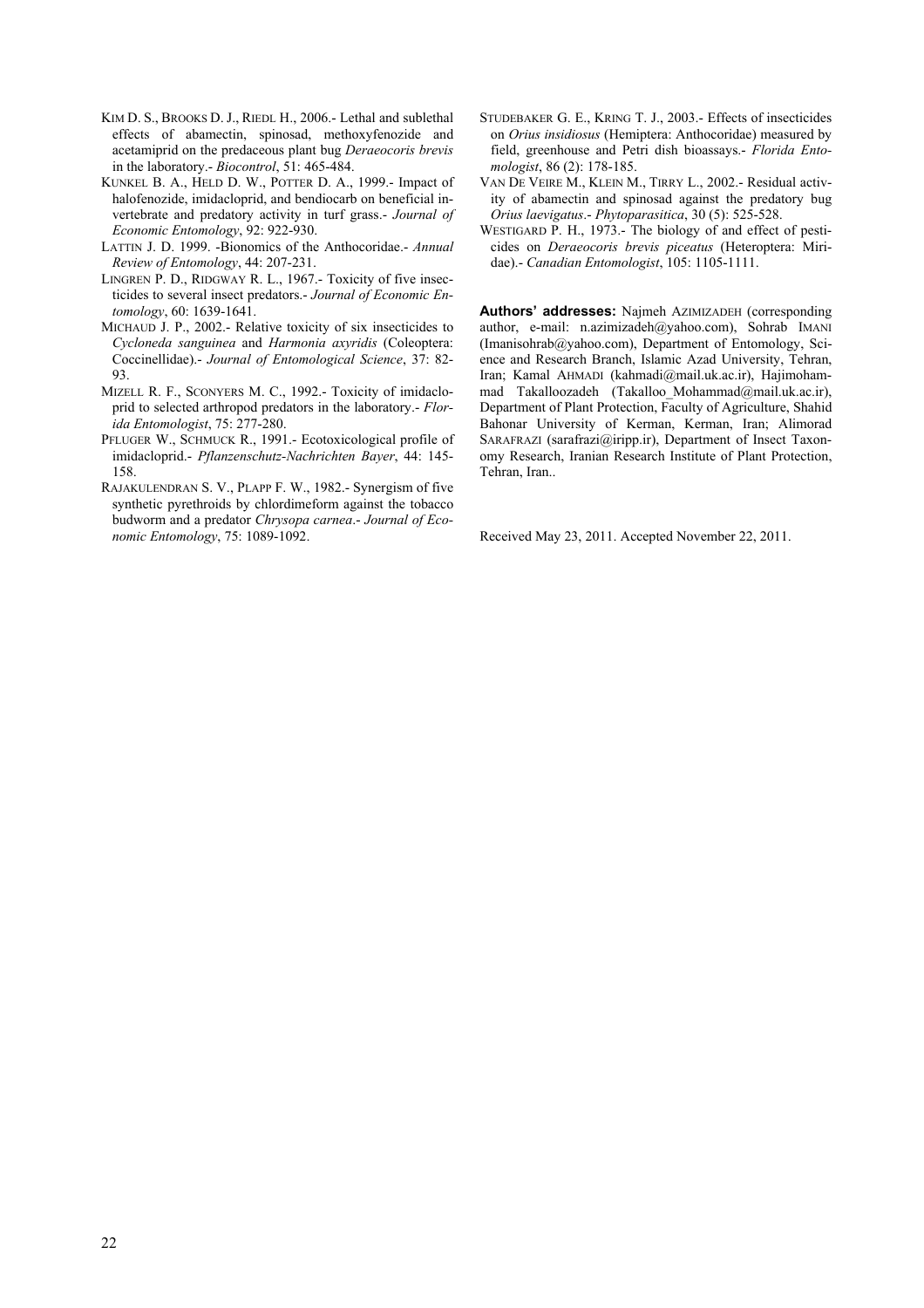KIM D. S., BROOKS D. J., RIEDL H., 2006.- Lethal and sublethal effects of abamectin, spinosad, methoxyfenozide and acetamiprid on the predaceous plant bug *Deraeocoris brevis* in the laboratory.- *Biocontrol*, 51: 465-484.

KUNKEL B. A., HELD D. W., POTTER D. A., 1999.- Impact of halofenozide, imidacloprid, and bendiocarb on beneficial invertebrate and predatory activity in turf grass.- *Journal of Economic Entomology*, 92: 922-930.

LATTIN J. D. 1999. -Bionomics of the Anthocoridae.- *Annual Review of Entomology*, 44: 207-231.

LINGREN P. D., RIDGWAY R. L., 1967.- Toxicity of five insecticides to several insect predators.- *Journal of Economic Entomology*, 60: 1639-1641.

MICHAUD J. P., 2002.- Relative toxicity of six insecticides to *Cycloneda sanguinea* and *Harmonia axyridis* (Coleoptera: Coccinellidae).- *Journal of Entomological Science*, 37: 82-93.

MIZELL R. F., SCONYERS M. C., 1992.- Toxicity of imidacloprid to selected arthropod predators in the laboratory.- *Florida Entomologist*, 75: 277-280.

PFLUGER W., SCHMUCK R., 1991.- Ecotoxicological profile of imidacloprid.- *Pflanzenschutz-Nachrichten Bayer*, 44: 145-158.

RAJAKULENDRAN S. V., PLAPP F. W., 1982.- Synergism of five synthetic pyrethroids by chlordimeform against the tobacco budworm and a predator *Chrysopa carnea*.- *Journal of Economic Entomology*, 75: 1089-1092.

STUDEBAKER G. E., KRING T. J., 2003.- Effects of insecticides on *Orius insidiosus* (Hemiptera: Anthocoridae) measured by field, greenhouse and Petri dish bioassays.- *Florida Entomologist*, 86 (2): 178-185.

VAN DE VEIRE M., KLEIN M., TIRRY L., 2002.- Residual activity of abamectin and spinosad against the predatory bug *Orius laevigatus*.- *Phytoparasitica*, 30 (5): 525-528.

WESTIGARD P. H., 1973.- The biology of and effect of pesticides on *Deraeocoris brevis piceatus* (Heteroptera: Miridae).- *Canadian Entomologist*, 105: 1105-1111.

**Authors' addresses:** Najmeh AZIMIZADEH (corresponding author, e-mail: n.azimizadeh@yahoo.com), Sohrab IMANI (Imanisohrab@yahoo.com), Department of Entomology, Science and Research Branch, Islamic Azad University, Tehran, Iran; Kamal AHMADI (kahmadi@mail.uk.ac.ir), Hajimohammad Takalloozadeh (Takalloo_Mohammad@mail.uk.ac.ir), Department of Plant Protection, Faculty of Agriculture, Shahid Bahonar University of Kerman, Kerman, Iran; Alimorad SARAFRAZI (sarafrazi@iripp.ir), Department of Insect Taxonomy Research, Iranian Research Institute of Plant Protection, Tehran, Iran..

Received May 23, 2011. Accepted November 22, 2011.